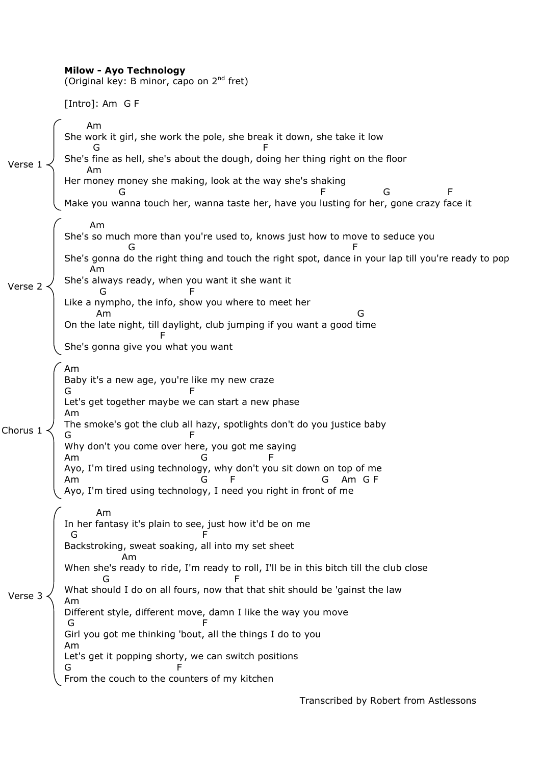**Milow - Ayo Technology**
(Original key: B minor, capo on 2nd fret)

[Intro]: Am  G F

Verse 1
```
       Am
She work it girl, she work the pole, she break it down, she take it low
         G                                              F
She's fine as hell, she's about the dough, doing her thing right on the floor
       Am
Her money money she making, look at the way she's shaking
                G                                                 F                G                F
Make you wanna touch her, wanna taste her, have you lusting for her, gone crazy face it
```

Verse 2
```
        Am
She's so much more than you're used to, knows just how to move to seduce you
                    G                                                             F
She's gonna do the right thing and touch the right spot, dance in your lap till you're ready to pop
        Am
She's always ready, when you want it she want it
          G                   F
Like a nympho, the info, show you where to meet her
          Am                                                               G
On the late night, till daylight, club jumping if you want a good time
                         F
She's gonna give you what you want
```

Chorus 1
```
Am
Baby it's a new age, you're like my new craze
G                              F
Let's get together maybe we can start a new phase
Am
The smoke's got the club all hazy, spotlights don't do you justice baby
G                              F
Why don't you come over here, you got me saying
Am                                G                F
Ayo, I'm tired using technology, why don't you sit down on top of me
Am                                G       F                          G    Am  G F
Ayo, I'm tired using technology, I need you right in front of me
```

Verse 3
```
          Am
In her fantasy it's plain to see, just how it'd be on me
  G                                F
Backstroking, sweat soaking, all into my set sheet
                  Am
When she's ready to ride, I'm ready to roll, I'll be in this bitch till the club close
          G                                   F
What should I do on all fours, now that that shit should be 'gainst the law
Am
Different style, different move, damn I like the way you move
 G                                 F
Girl you got me thinking 'bout, all the things I do to you
Am
Let's get it popping shorty, we can switch positions
G                             F
From the couch to the counters of my kitchen
```

Transcribed by Robert from Astlessons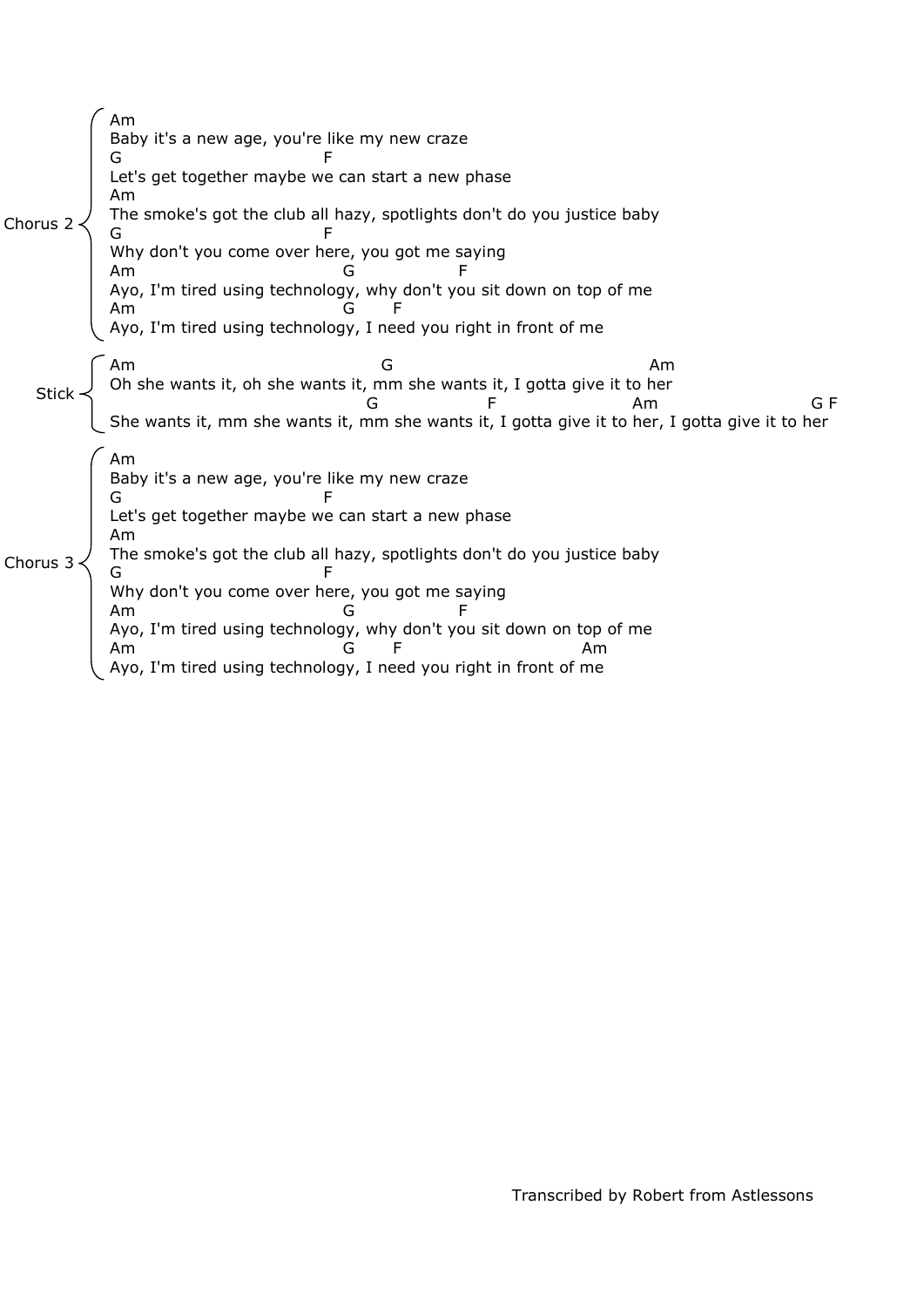**Chorus 2**

```
Am
Baby it's a new age, you're like my new craze
G                             F
Let's get together maybe we can start a new phase
Am
The smoke's got the club all hazy, spotlights don't do you justice baby
G                             F
Why don't you come over here, you got me saying
Am                               G              F
Ayo, I'm tired using technology, why don't you sit down on top of me
Am                               G      F
Ayo, I'm tired using technology, I need you right in front of me
```

**Stick**

```
Am                                    G                                    Am
Oh she wants it, oh she wants it, mm she wants it, I gotta give it to her
                                    G                F                  Am                       G F
She wants it, mm she wants it, mm she wants it, I gotta give it to her, I gotta give it to her
```

**Chorus 3**

```
Am
Baby it's a new age, you're like my new craze
G                             F
Let's get together maybe we can start a new phase
Am
The smoke's got the club all hazy, spotlights don't do you justice baby
G                             F
Why don't you come over here, you got me saying
Am                               G              F
Ayo, I'm tired using technology, why don't you sit down on top of me
Am                               G      F                         Am
Ayo, I'm tired using technology, I need you right in front of me
```

Transcribed by Robert from Astlessons